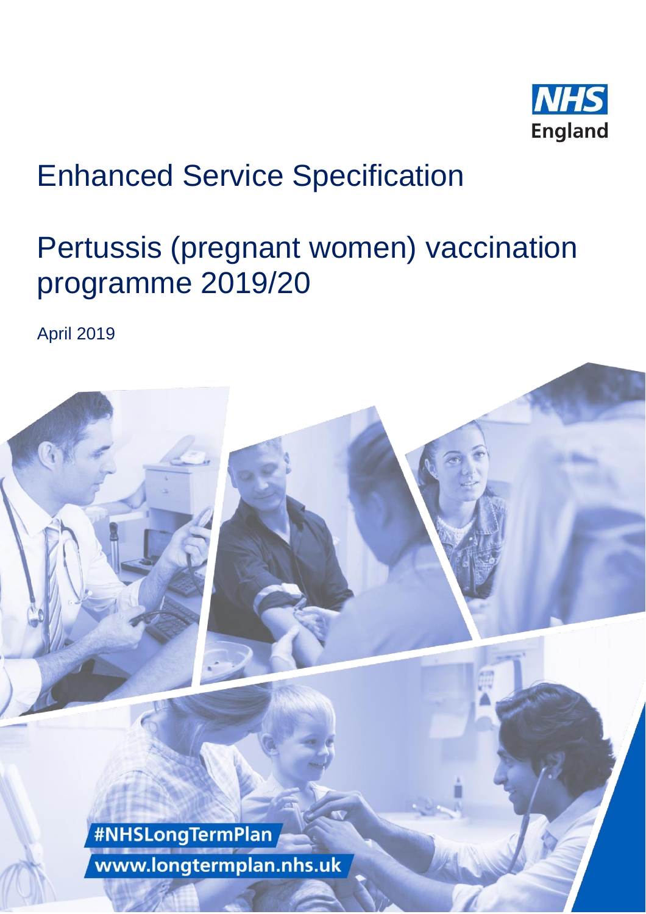NHS England

# Enhanced Service Specification

# Pertussis (pregnant women) vaccination programme 2019/20

April 2019

#NHSLongTermPlan

www.longtermplan.nhs.uk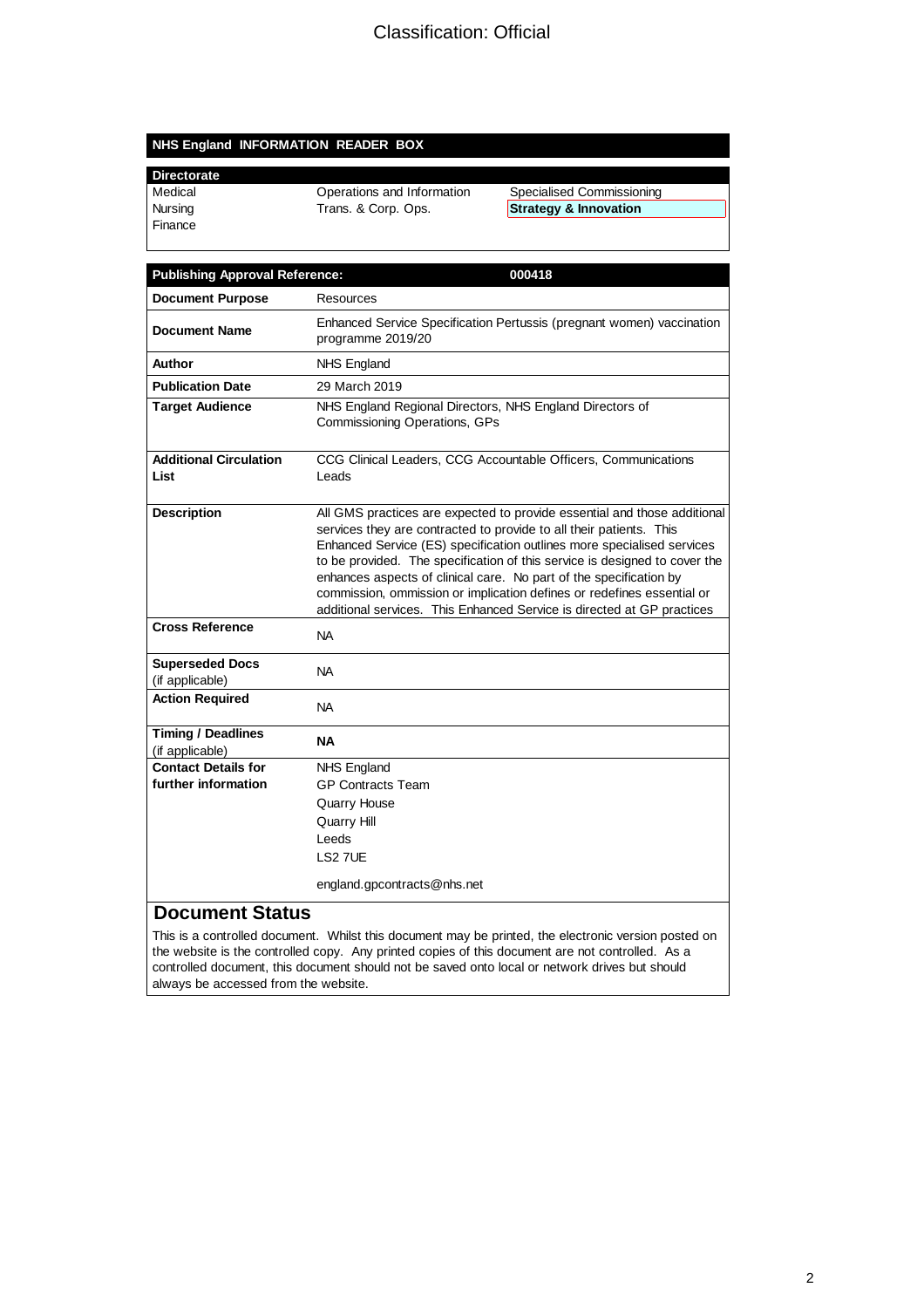Classification: Official

## NHS England INFORMATION READER BOX

| Directorate | | |
|---|---|---|
| Medical | Operations and Information | Specialised Commissioning |
| Nursing | Trans. & Corp. Ops. | **Strategy & Innovation** |
| Finance | | |

| **Publishing Approval Reference:** | **000418** |
|---|---|
| **Document Purpose** | Resources |
| **Document Name** | Enhanced Service Specification Pertussis (pregnant women) vaccination programme 2019/20 |
| **Author** | NHS England |
| **Publication Date** | 29 March 2019 |
| **Target Audience** | NHS England Regional Directors, NHS England Directors of Commissioning Operations, GPs |
| **Additional Circulation List** | CCG Clinical Leaders, CCG Accountable Officers, Communications Leads |
| **Description** | All GMS practices are expected to provide essential and those additional services they are contracted to provide to all their patients. This Enhanced Service (ES) specification outlines more specialised services to be provided. The specification of this service is designed to cover the enhances aspects of clinical care. No part of the specification by commission, ommission or implication defines or redefines essential or additional services. This Enhanced Service is directed at GP practices |
| **Cross Reference** | NA |
| **Superseded Docs** (if applicable) | NA |
| **Action Required** | NA |
| **Timing / Deadlines** (if applicable) | **NA** |
| **Contact Details for further information** | NHS England<br>GP Contracts Team<br>Quarry House<br>Quarry Hill<br>Leeds<br>LS2 7UE<br><br>england.gpcontracts@nhs.net |

## Document Status

This is a controlled document. Whilst this document may be printed, the electronic version posted on the website is the controlled copy. Any printed copies of this document are not controlled. As a controlled document, this document should not be saved onto local or network drives but should always be accessed from the website.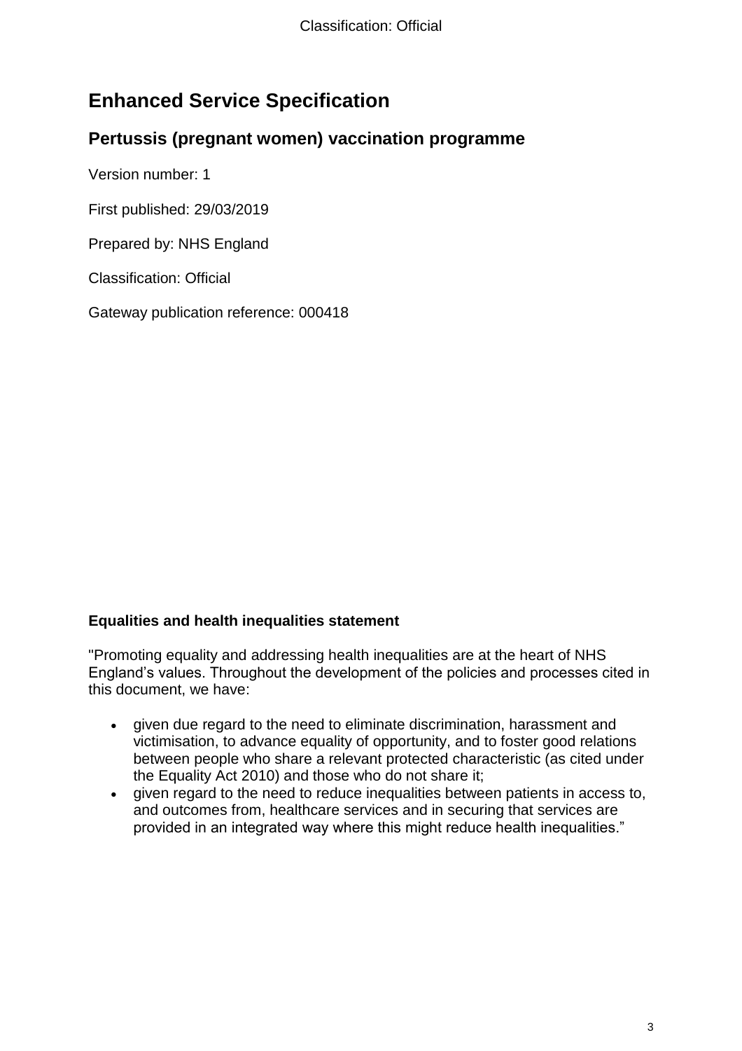# Enhanced Service Specification

## Pertussis (pregnant women) vaccination programme

Version number: 1

First published: 29/03/2019

Prepared by: NHS England

Classification: Official

Gateway publication reference: 000418

**Equalities and health inequalities statement**

"Promoting equality and addressing health inequalities are at the heart of NHS England's values. Throughout the development of the policies and processes cited in this document, we have:

- given due regard to the need to eliminate discrimination, harassment and victimisation, to advance equality of opportunity, and to foster good relations between people who share a relevant protected characteristic (as cited under the Equality Act 2010) and those who do not share it;
- given regard to the need to reduce inequalities between patients in access to, and outcomes from, healthcare services and in securing that services are provided in an integrated way where this might reduce health inequalities."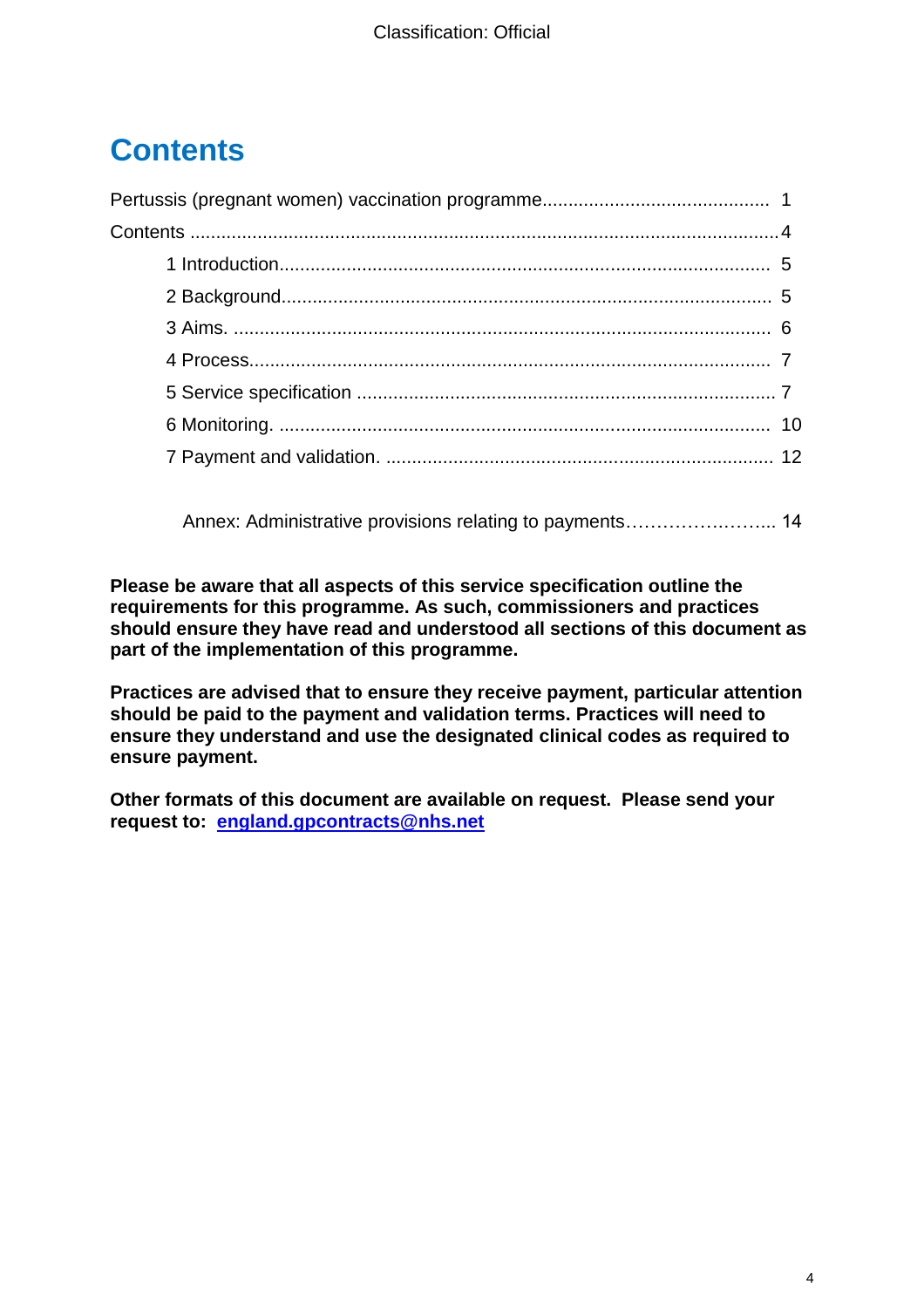# Contents

Pertussis (pregnant women) vaccination programme........................................... 1

Contents ................................................................................................................4

- 1 Introduction.............................................................................................. 5
- 2 Background............................................................................................. 5
- 3 Aims. ...................................................................................................... 6
- 4 Process................................................................................................... 7
- 5 Service specification ................................................................................ 7
- 6 Monitoring. ............................................................................................. 10
- 7 Payment and validation. .......................................................................... 12

Annex: Administrative provisions relating to payments………………….….. 14

**Please be aware that all aspects of this service specification outline the requirements for this programme. As such, commissioners and practices should ensure they have read and understood all sections of this document as part of the implementation of this programme.**

**Practices are advised that to ensure they receive payment, particular attention should be paid to the payment and validation terms. Practices will need to ensure they understand and use the designated clinical codes as required to ensure payment.**

**Other formats of this document are available on request. Please send your request to: england.gpcontracts@nhs.net**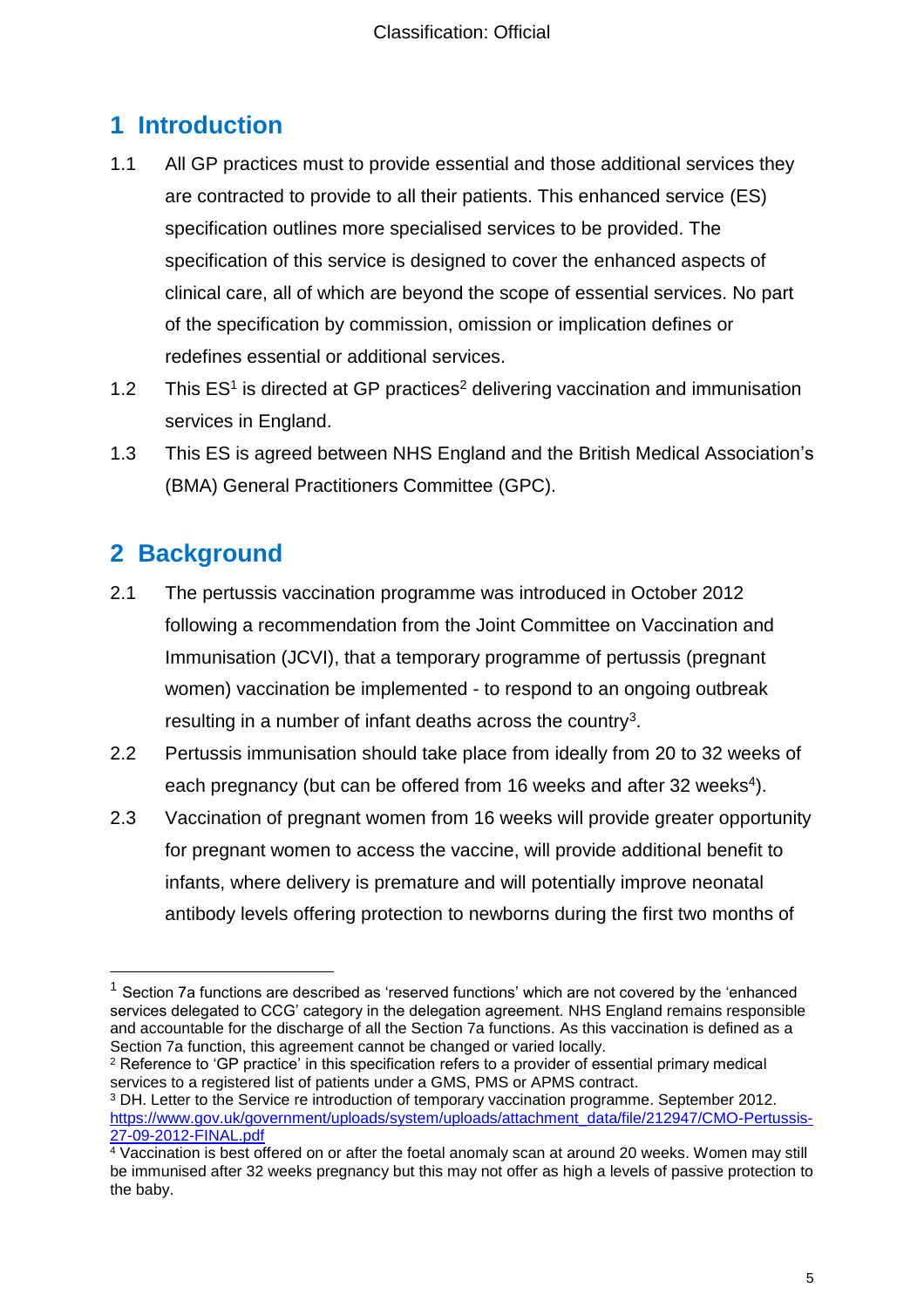# 1 Introduction

1.1 All GP practices must to provide essential and those additional services they are contracted to provide to all their patients. This enhanced service (ES) specification outlines more specialised services to be provided. The specification of this service is designed to cover the enhanced aspects of clinical care, all of which are beyond the scope of essential services. No part of the specification by commission, omission or implication defines or redefines essential or additional services.

1.2 This ES[1] is directed at GP practices[2] delivering vaccination and immunisation services in England.

1.3 This ES is agreed between NHS England and the British Medical Association's (BMA) General Practitioners Committee (GPC).

# 2 Background

2.1 The pertussis vaccination programme was introduced in October 2012 following a recommendation from the Joint Committee on Vaccination and Immunisation (JCVI), that a temporary programme of pertussis (pregnant women) vaccination be implemented - to respond to an ongoing outbreak resulting in a number of infant deaths across the country[3].

2.2 Pertussis immunisation should take place from ideally from 20 to 32 weeks of each pregnancy (but can be offered from 16 weeks and after 32 weeks[4]).

2.3 Vaccination of pregnant women from 16 weeks will provide greater opportunity for pregnant women to access the vaccine, will provide additional benefit to infants, where delivery is premature and will potentially improve neonatal antibody levels offering protection to newborns during the first two months of

---

[1] Section 7a functions are described as 'reserved functions' which are not covered by the 'enhanced services delegated to CCG' category in the delegation agreement. NHS England remains responsible and accountable for the discharge of all the Section 7a functions. As this vaccination is defined as a Section 7a function, this agreement cannot be changed or varied locally.

[2] Reference to 'GP practice' in this specification refers to a provider of essential primary medical services to a registered list of patients under a GMS, PMS or APMS contract.

[3] DH. Letter to the Service re introduction of temporary vaccination programme. September 2012. https://www.gov.uk/government/uploads/system/uploads/attachment_data/file/212947/CMO-Pertussis-27-09-2012-FINAL.pdf

[4] Vaccination is best offered on or after the foetal anomaly scan at around 20 weeks. Women may still be immunised after 32 weeks pregnancy but this may not offer as high a levels of passive protection to the baby.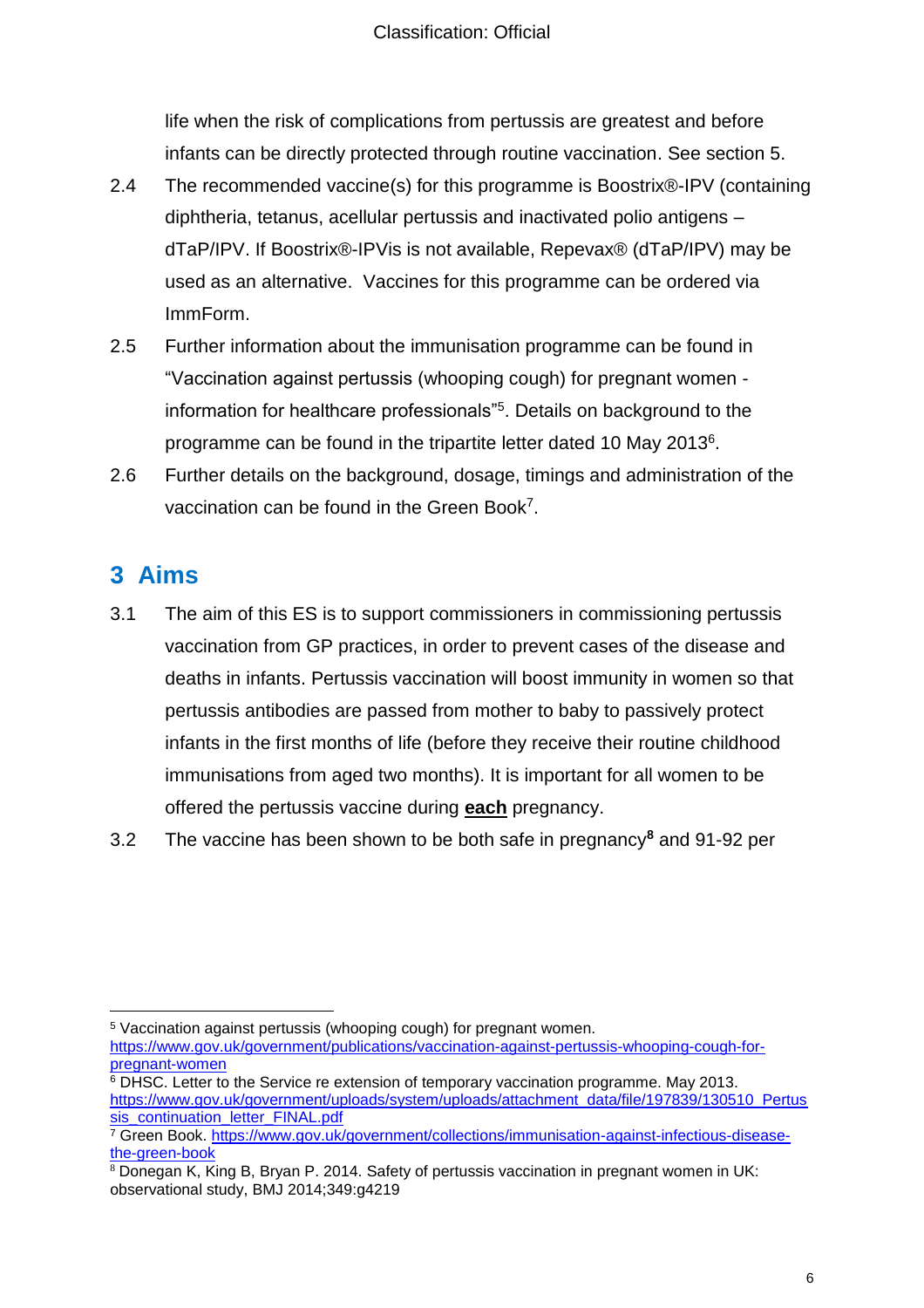life when the risk of complications from pertussis are greatest and before infants can be directly protected through routine vaccination. See section 5.

2.4 The recommended vaccine(s) for this programme is Boostrix®-IPV (containing diphtheria, tetanus, acellular pertussis and inactivated polio antigens – dTaP/IPV. If Boostrix®-IPVis is not available, Repevax® (dTaP/IPV) may be used as an alternative. Vaccines for this programme can be ordered via ImmForm.

2.5 Further information about the immunisation programme can be found in "Vaccination against pertussis (whooping cough) for pregnant women - information for healthcare professionals"[5]. Details on background to the programme can be found in the tripartite letter dated 10 May 2013[6].

2.6 Further details on the background, dosage, timings and administration of the vaccination can be found in the Green Book[7].

# 3 Aims

3.1 The aim of this ES is to support commissioners in commissioning pertussis vaccination from GP practices, in order to prevent cases of the disease and deaths in infants. Pertussis vaccination will boost immunity in women so that pertussis antibodies are passed from mother to baby to passively protect infants in the first months of life (before they receive their routine childhood immunisations from aged two months). It is important for all women to be offered the pertussis vaccine during **each** pregnancy.

3.2 The vaccine has been shown to be both safe in pregnancy[8] and 91-92 per

---

[5] Vaccination against pertussis (whooping cough) for pregnant women. https://www.gov.uk/government/publications/vaccination-against-pertussis-whooping-cough-for-pregnant-women

[6] DHSC. Letter to the Service re extension of temporary vaccination programme. May 2013. https://www.gov.uk/government/uploads/system/uploads/attachment_data/file/197839/130510_Pertussis_continuation_letter_FINAL.pdf

[7] Green Book. https://www.gov.uk/government/collections/immunisation-against-infectious-disease-the-green-book

[8] Donegan K, King B, Bryan P. 2014. Safety of pertussis vaccination in pregnant women in UK: observational study, BMJ 2014;349:g4219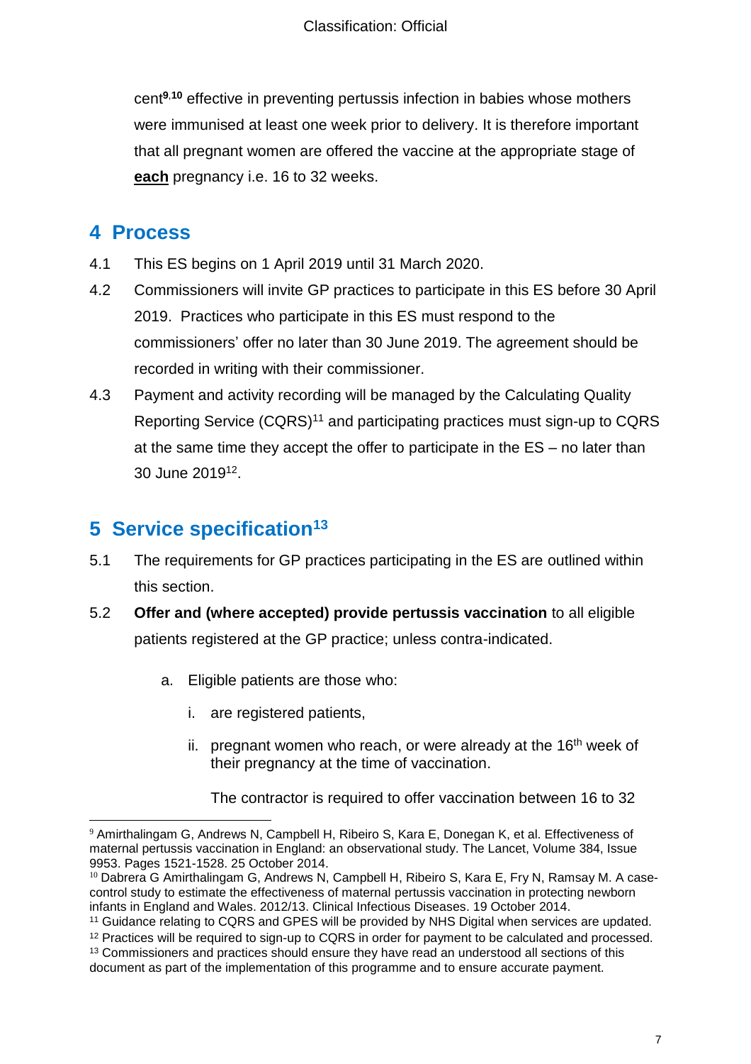cent[9,10] effective in preventing pertussis infection in babies whose mothers were immunised at least one week prior to delivery. It is therefore important that all pregnant women are offered the vaccine at the appropriate stage of **each** pregnancy i.e. 16 to 32 weeks.

## 4 Process

4.1 This ES begins on 1 April 2019 until 31 March 2020.

4.2 Commissioners will invite GP practices to participate in this ES before 30 April 2019. Practices who participate in this ES must respond to the commissioners' offer no later than 30 June 2019. The agreement should be recorded in writing with their commissioner.

4.3 Payment and activity recording will be managed by the Calculating Quality Reporting Service (CQRS)[11] and participating practices must sign-up to CQRS at the same time they accept the offer to participate in the ES – no later than 30 June 2019[12].

## 5 Service specification[13]

5.1 The requirements for GP practices participating in the ES are outlined within this section.

5.2 **Offer and (where accepted) provide pertussis vaccination** to all eligible patients registered at the GP practice; unless contra-indicated.

   a. Eligible patients are those who:

      i. are registered patients,

      ii. pregnant women who reach, or were already at the 16th week of their pregnancy at the time of vaccination.

      The contractor is required to offer vaccination between 16 to 32

---

[9] Amirthalingam G, Andrews N, Campbell H, Ribeiro S, Kara E, Donegan K, et al. Effectiveness of maternal pertussis vaccination in England: an observational study. The Lancet, Volume 384, Issue 9953. Pages 1521-1528. 25 October 2014.

[10] Dabrera G Amirthalingam G, Andrews N, Campbell H, Ribeiro S, Kara E, Fry N, Ramsay M. A case-control study to estimate the effectiveness of maternal pertussis vaccination in protecting newborn infants in England and Wales. 2012/13. Clinical Infectious Diseases. 19 October 2014.

[11] Guidance relating to CQRS and GPES will be provided by NHS Digital when services are updated.

[12] Practices will be required to sign-up to CQRS in order for payment to be calculated and processed.

[13] Commissioners and practices should ensure they have read an understood all sections of this document as part of the implementation of this programme and to ensure accurate payment.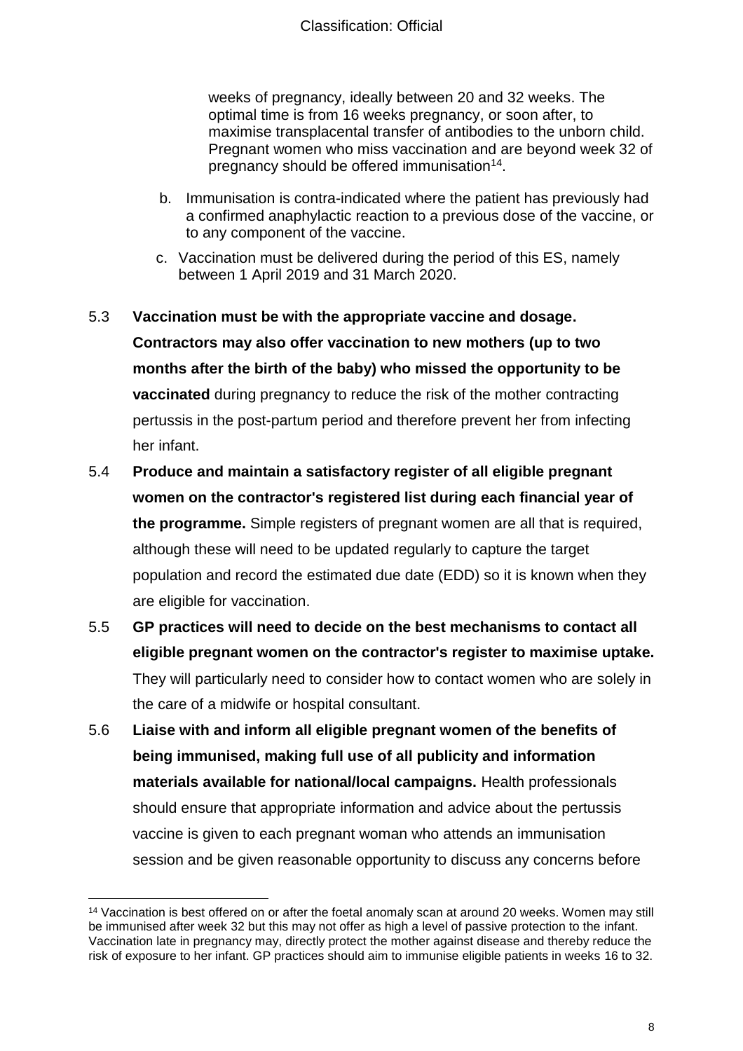weeks of pregnancy, ideally between 20 and 32 weeks. The optimal time is from 16 weeks pregnancy, or soon after, to maximise transplacental transfer of antibodies to the unborn child. Pregnant women who miss vaccination and are beyond week 32 of pregnancy should be offered immunisation[14].

b. Immunisation is contra-indicated where the patient has previously had a confirmed anaphylactic reaction to a previous dose of the vaccine, or to any component of the vaccine.

c. Vaccination must be delivered during the period of this ES, namely between 1 April 2019 and 31 March 2020.

5.3 **Vaccination must be with the appropriate vaccine and dosage. Contractors may also offer vaccination to new mothers (up to two months after the birth of the baby) who missed the opportunity to be vaccinated** during pregnancy to reduce the risk of the mother contracting pertussis in the post-partum period and therefore prevent her from infecting her infant.

5.4 **Produce and maintain a satisfactory register of all eligible pregnant women on the contractor's registered list during each financial year of the programme.** Simple registers of pregnant women are all that is required, although these will need to be updated regularly to capture the target population and record the estimated due date (EDD) so it is known when they are eligible for vaccination.

5.5 **GP practices will need to decide on the best mechanisms to contact all eligible pregnant women on the contractor's register to maximise uptake.** They will particularly need to consider how to contact women who are solely in the care of a midwife or hospital consultant.

5.6 **Liaise with and inform all eligible pregnant women of the benefits of being immunised, making full use of all publicity and information materials available for national/local campaigns.** Health professionals should ensure that appropriate information and advice about the pertussis vaccine is given to each pregnant woman who attends an immunisation session and be given reasonable opportunity to discuss any concerns before

---

[14] Vaccination is best offered on or after the foetal anomaly scan at around 20 weeks. Women may still be immunised after week 32 but this may not offer as high a level of passive protection to the infant. Vaccination late in pregnancy may, directly protect the mother against disease and thereby reduce the risk of exposure to her infant. GP practices should aim to immunise eligible patients in weeks 16 to 32.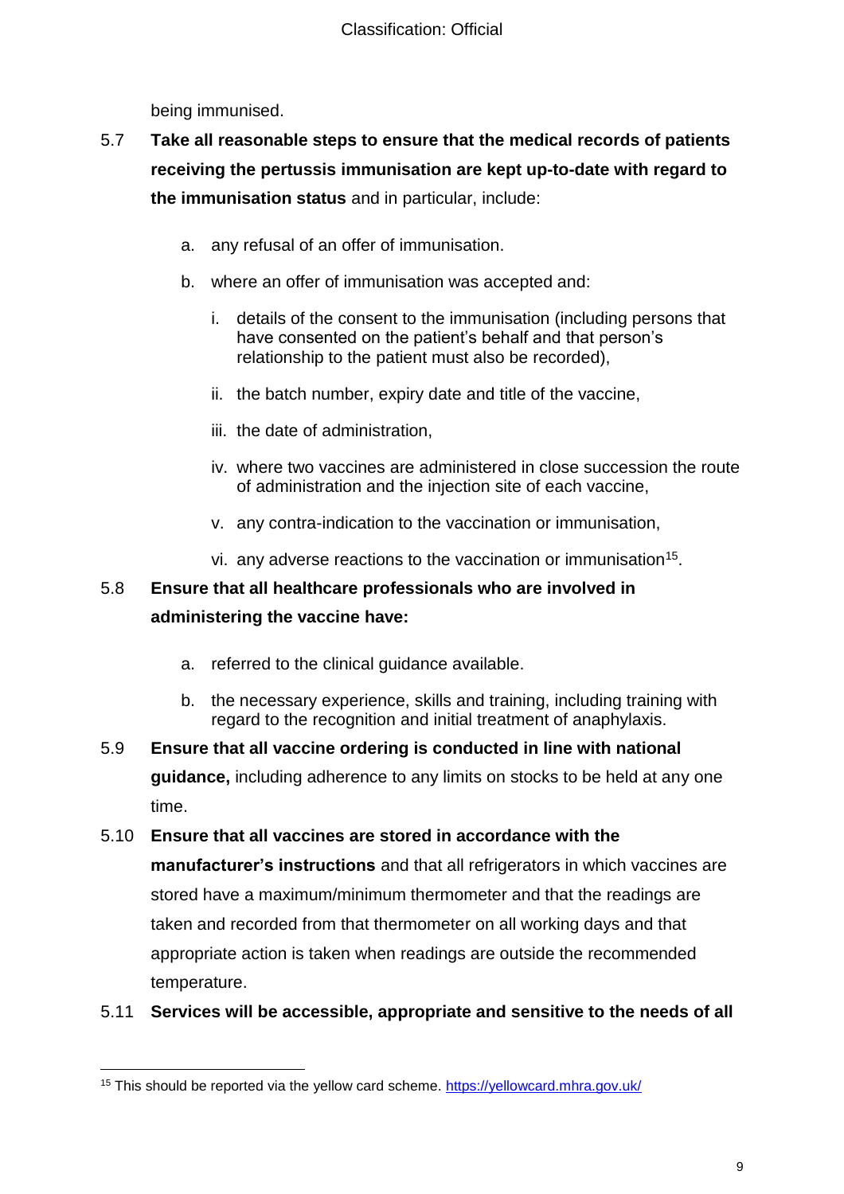being immunised.

5.7 **Take all reasonable steps to ensure that the medical records of patients receiving the pertussis immunisation are kept up-to-date with regard to the immunisation status** and in particular, include:

a. any refusal of an offer of immunisation.

b. where an offer of immunisation was accepted and:

   i. details of the consent to the immunisation (including persons that have consented on the patient's behalf and that person's relationship to the patient must also be recorded),

   ii. the batch number, expiry date and title of the vaccine,

   iii. the date of administration,

   iv. where two vaccines are administered in close succession the route of administration and the injection site of each vaccine,

   v. any contra-indication to the vaccination or immunisation,

   vi. any adverse reactions to the vaccination or immunisation[15].

5.8 **Ensure that all healthcare professionals who are involved in administering the vaccine have:**

a. referred to the clinical guidance available.

b. the necessary experience, skills and training, including training with regard to the recognition and initial treatment of anaphylaxis.

5.9 **Ensure that all vaccine ordering is conducted in line with national guidance,** including adherence to any limits on stocks to be held at any one time.

5.10 **Ensure that all vaccines are stored in accordance with the manufacturer's instructions** and that all refrigerators in which vaccines are stored have a maximum/minimum thermometer and that the readings are taken and recorded from that thermometer on all working days and that appropriate action is taken when readings are outside the recommended temperature.

5.11 **Services will be accessible, appropriate and sensitive to the needs of all**

---

[15] This should be reported via the yellow card scheme. https://yellowcard.mhra.gov.uk/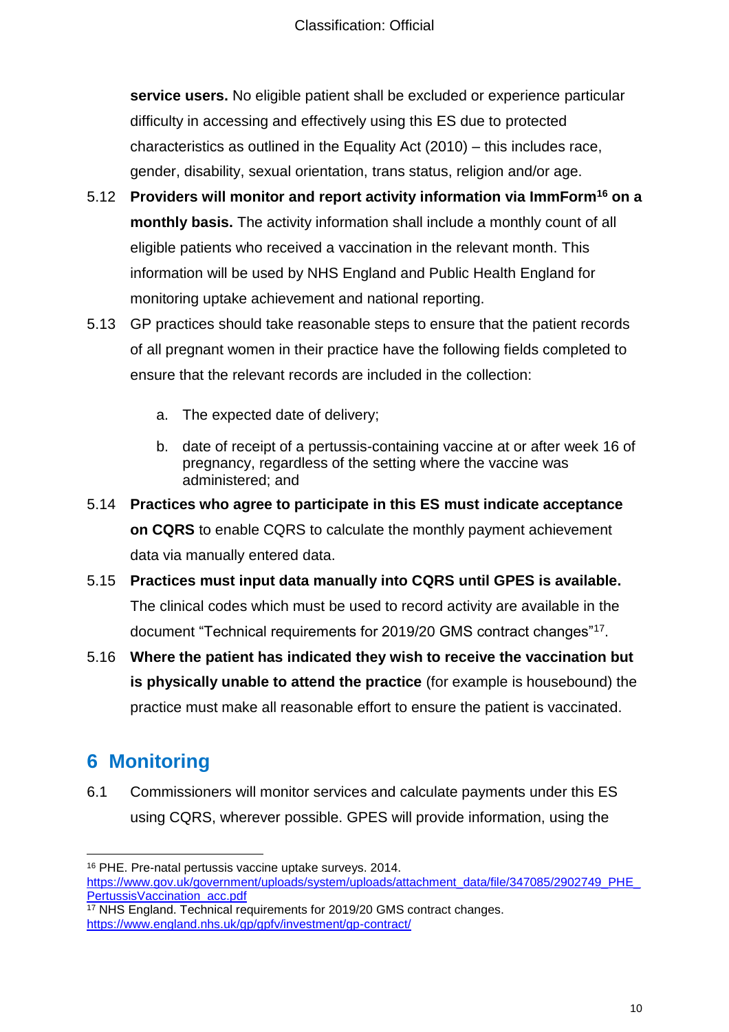**service users.** No eligible patient shall be excluded or experience particular difficulty in accessing and effectively using this ES due to protected characteristics as outlined in the Equality Act (2010) – this includes race, gender, disability, sexual orientation, trans status, religion and/or age.

5.12 **Providers will monitor and report activity information via ImmForm[16] on a monthly basis.** The activity information shall include a monthly count of all eligible patients who received a vaccination in the relevant month. This information will be used by NHS England and Public Health England for monitoring uptake achievement and national reporting.

5.13 GP practices should take reasonable steps to ensure that the patient records of all pregnant women in their practice have the following fields completed to ensure that the relevant records are included in the collection:

a. The expected date of delivery;

b. date of receipt of a pertussis-containing vaccine at or after week 16 of pregnancy, regardless of the setting where the vaccine was administered; and

5.14 **Practices who agree to participate in this ES must indicate acceptance on CQRS** to enable CQRS to calculate the monthly payment achievement data via manually entered data.

5.15 **Practices must input data manually into CQRS until GPES is available.** The clinical codes which must be used to record activity are available in the document "Technical requirements for 2019/20 GMS contract changes"[17].

5.16 **Where the patient has indicated they wish to receive the vaccination but is physically unable to attend the practice** (for example is housebound) the practice must make all reasonable effort to ensure the patient is vaccinated.

## 6 Monitoring

6.1 Commissioners will monitor services and calculate payments under this ES using CQRS, wherever possible. GPES will provide information, using the

---

[16] PHE. Pre-natal pertussis vaccine uptake surveys. 2014. https://www.gov.uk/government/uploads/system/uploads/attachment_data/file/347085/2902749_PHE_PertussisVaccination_acc.pdf

[17] NHS England. Technical requirements for 2019/20 GMS contract changes. https://www.england.nhs.uk/gp/gpfv/investment/gp-contract/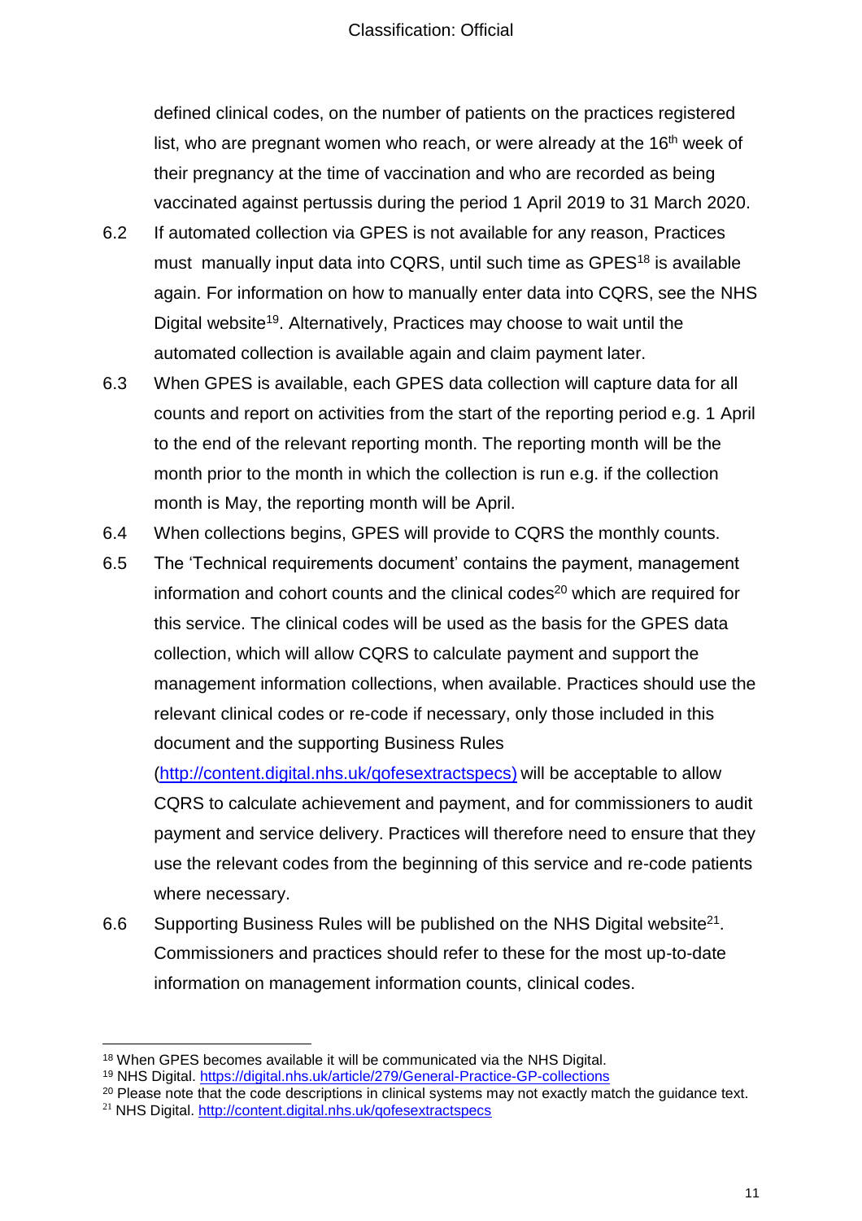defined clinical codes, on the number of patients on the practices registered list, who are pregnant women who reach, or were already at the 16th week of their pregnancy at the time of vaccination and who are recorded as being vaccinated against pertussis during the period 1 April 2019 to 31 March 2020.

6.2 If automated collection via GPES is not available for any reason, Practices must manually input data into CQRS, until such time as GPES[18] is available again. For information on how to manually enter data into CQRS, see the NHS Digital website[19]. Alternatively, Practices may choose to wait until the automated collection is available again and claim payment later.

6.3 When GPES is available, each GPES data collection will capture data for all counts and report on activities from the start of the reporting period e.g. 1 April to the end of the relevant reporting month. The reporting month will be the month prior to the month in which the collection is run e.g. if the collection month is May, the reporting month will be April.

6.4 When collections begins, GPES will provide to CQRS the monthly counts.

6.5 The 'Technical requirements document' contains the payment, management information and cohort counts and the clinical codes[20] which are required for this service. The clinical codes will be used as the basis for the GPES data collection, which will allow CQRS to calculate payment and support the management information collections, when available. Practices should use the relevant clinical codes or re-code if necessary, only those included in this document and the supporting Business Rules (http://content.digital.nhs.uk/qofesextractspecs) will be acceptable to allow CQRS to calculate achievement and payment, and for commissioners to audit payment and service delivery. Practices will therefore need to ensure that they use the relevant codes from the beginning of this service and re-code patients where necessary.

6.6 Supporting Business Rules will be published on the NHS Digital website[21]. Commissioners and practices should refer to these for the most up-to-date information on management information counts, clinical codes.

---

[18] When GPES becomes available it will be communicated via the NHS Digital.

[19] NHS Digital. https://digital.nhs.uk/article/279/General-Practice-GP-collections

[20] Please note that the code descriptions in clinical systems may not exactly match the guidance text.

[21] NHS Digital. http://content.digital.nhs.uk/qofesextractspecs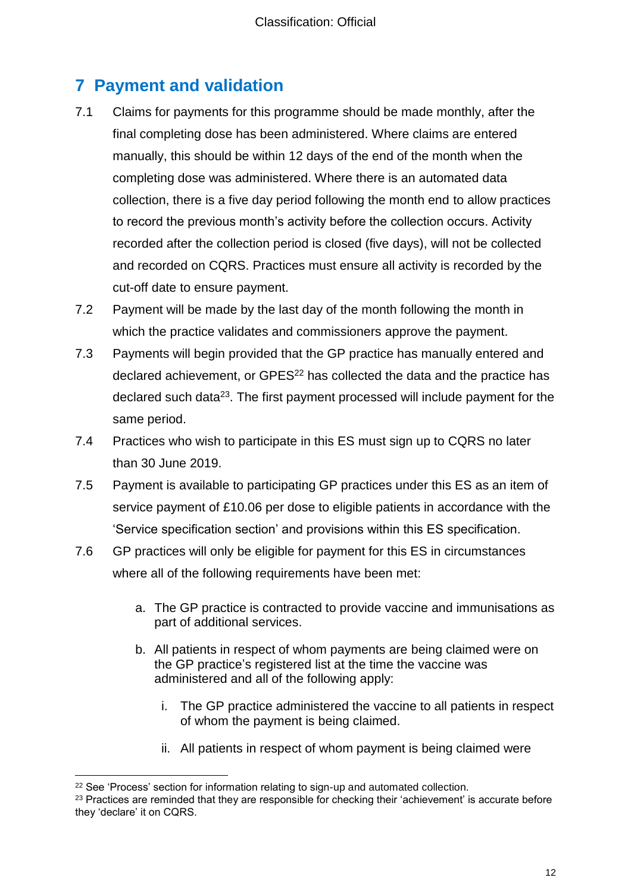## 7 Payment and validation

7.1 Claims for payments for this programme should be made monthly, after the final completing dose has been administered. Where claims are entered manually, this should be within 12 days of the end of the month when the completing dose was administered. Where there is an automated data collection, there is a five day period following the month end to allow practices to record the previous month's activity before the collection occurs. Activity recorded after the collection period is closed (five days), will not be collected and recorded on CQRS. Practices must ensure all activity is recorded by the cut-off date to ensure payment.

7.2 Payment will be made by the last day of the month following the month in which the practice validates and commissioners approve the payment.

7.3 Payments will begin provided that the GP practice has manually entered and declared achievement, or GPES[22] has collected the data and the practice has declared such data[23]. The first payment processed will include payment for the same period.

7.4 Practices who wish to participate in this ES must sign up to CQRS no later than 30 June 2019.

7.5 Payment is available to participating GP practices under this ES as an item of service payment of £10.06 per dose to eligible patients in accordance with the 'Service specification section' and provisions within this ES specification.

7.6 GP practices will only be eligible for payment for this ES in circumstances where all of the following requirements have been met:

a. The GP practice is contracted to provide vaccine and immunisations as part of additional services.

b. All patients in respect of whom payments are being claimed were on the GP practice's registered list at the time the vaccine was administered and all of the following apply:

   i. The GP practice administered the vaccine to all patients in respect of whom the payment is being claimed.

   ii. All patients in respect of whom payment is being claimed were

[22] See 'Process' section for information relating to sign-up and automated collection.

[23] Practices are reminded that they are responsible for checking their 'achievement' is accurate before they 'declare' it on CQRS.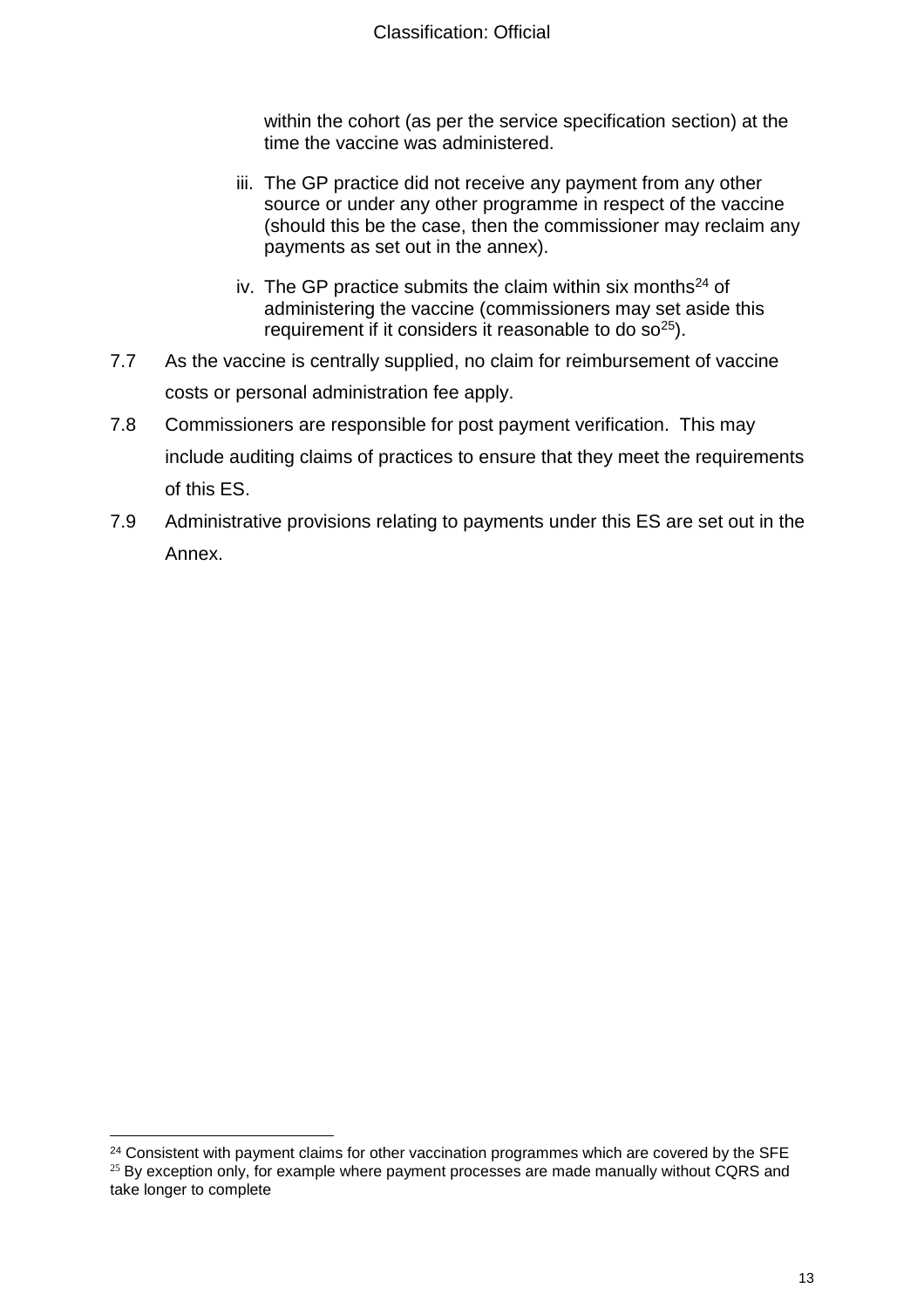within the cohort (as per the service specification section) at the time the vaccine was administered.

iii. The GP practice did not receive any payment from any other source or under any other programme in respect of the vaccine (should this be the case, then the commissioner may reclaim any payments as set out in the annex).

iv. The GP practice submits the claim within six months[24] of administering the vaccine (commissioners may set aside this requirement if it considers it reasonable to do so[25]).

7.7 As the vaccine is centrally supplied, no claim for reimbursement of vaccine costs or personal administration fee apply.

7.8 Commissioners are responsible for post payment verification. This may include auditing claims of practices to ensure that they meet the requirements of this ES.

7.9 Administrative provisions relating to payments under this ES are set out in the Annex.

[24] Consistent with payment claims for other vaccination programmes which are covered by the SFE

[25] By exception only, for example where payment processes are made manually without CQRS and take longer to complete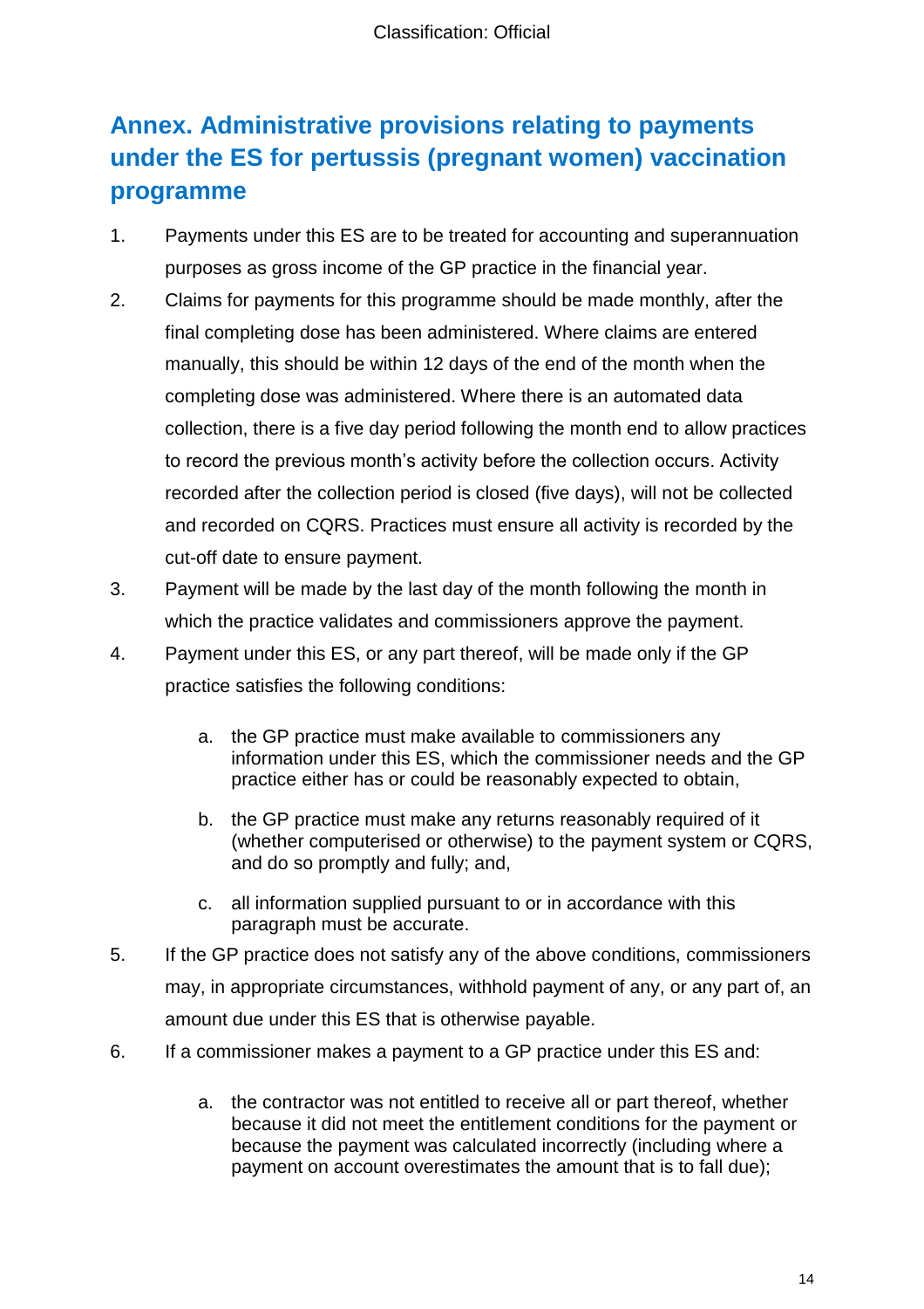## Annex. Administrative provisions relating to payments under the ES for pertussis (pregnant women) vaccination programme

1. Payments under this ES are to be treated for accounting and superannuation purposes as gross income of the GP practice in the financial year.
2. Claims for payments for this programme should be made monthly, after the final completing dose has been administered. Where claims are entered manually, this should be within 12 days of the end of the month when the completing dose was administered. Where there is an automated data collection, there is a five day period following the month end to allow practices to record the previous month's activity before the collection occurs. Activity recorded after the collection period is closed (five days), will not be collected and recorded on CQRS. Practices must ensure all activity is recorded by the cut-off date to ensure payment.
3. Payment will be made by the last day of the month following the month in which the practice validates and commissioners approve the payment.
4. Payment under this ES, or any part thereof, will be made only if the GP practice satisfies the following conditions:
    a. the GP practice must make available to commissioners any information under this ES, which the commissioner needs and the GP practice either has or could be reasonably expected to obtain,
    b. the GP practice must make any returns reasonably required of it (whether computerised or otherwise) to the payment system or CQRS, and do so promptly and fully; and,
    c. all information supplied pursuant to or in accordance with this paragraph must be accurate.
5. If the GP practice does not satisfy any of the above conditions, commissioners may, in appropriate circumstances, withhold payment of any, or any part of, an amount due under this ES that is otherwise payable.
6. If a commissioner makes a payment to a GP practice under this ES and:
    a. the contractor was not entitled to receive all or part thereof, whether because it did not meet the entitlement conditions for the payment or because the payment was calculated incorrectly (including where a payment on account overestimates the amount that is to fall due);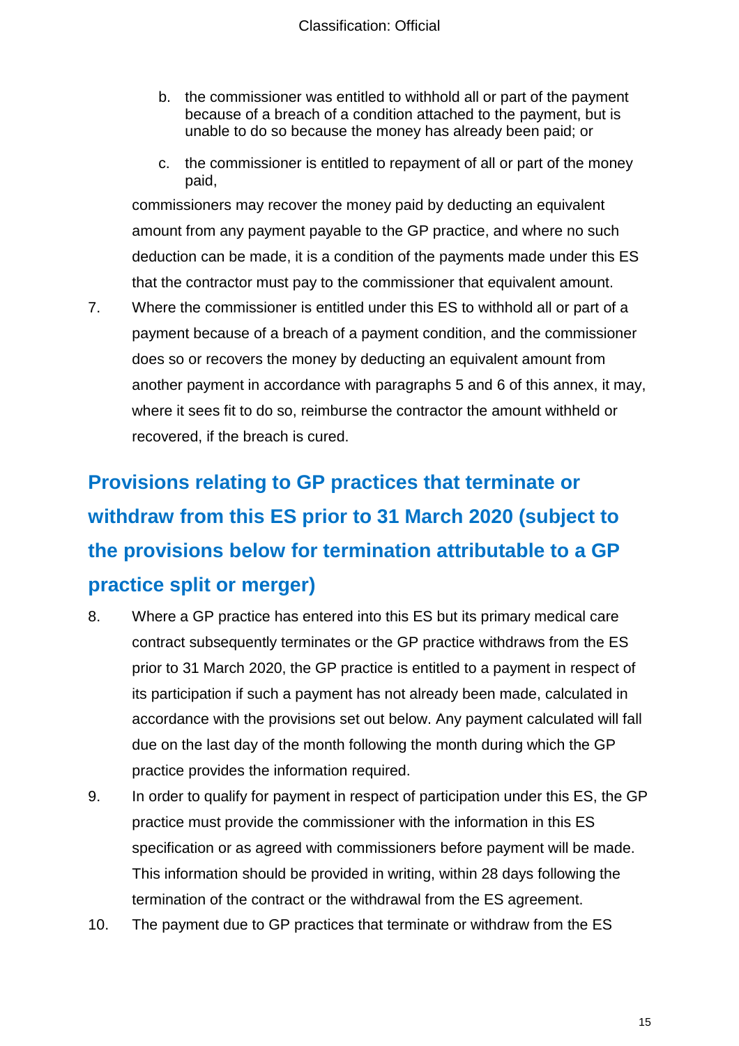b. the commissioner was entitled to withhold all or part of the payment because of a breach of a condition attached to the payment, but is unable to do so because the money has already been paid; or

c. the commissioner is entitled to repayment of all or part of the money paid,

commissioners may recover the money paid by deducting an equivalent amount from any payment payable to the GP practice, and where no such deduction can be made, it is a condition of the payments made under this ES that the contractor must pay to the commissioner that equivalent amount.

7. Where the commissioner is entitled under this ES to withhold all or part of a payment because of a breach of a payment condition, and the commissioner does so or recovers the money by deducting an equivalent amount from another payment in accordance with paragraphs 5 and 6 of this annex, it may, where it sees fit to do so, reimburse the contractor the amount withheld or recovered, if the breach is cured.

## Provisions relating to GP practices that terminate or withdraw from this ES prior to 31 March 2020 (subject to the provisions below for termination attributable to a GP practice split or merger)

8. Where a GP practice has entered into this ES but its primary medical care contract subsequently terminates or the GP practice withdraws from the ES prior to 31 March 2020, the GP practice is entitled to a payment in respect of its participation if such a payment has not already been made, calculated in accordance with the provisions set out below. Any payment calculated will fall due on the last day of the month following the month during which the GP practice provides the information required.

9. In order to qualify for payment in respect of participation under this ES, the GP practice must provide the commissioner with the information in this ES specification or as agreed with commissioners before payment will be made. This information should be provided in writing, within 28 days following the termination of the contract or the withdrawal from the ES agreement.

10. The payment due to GP practices that terminate or withdraw from the ES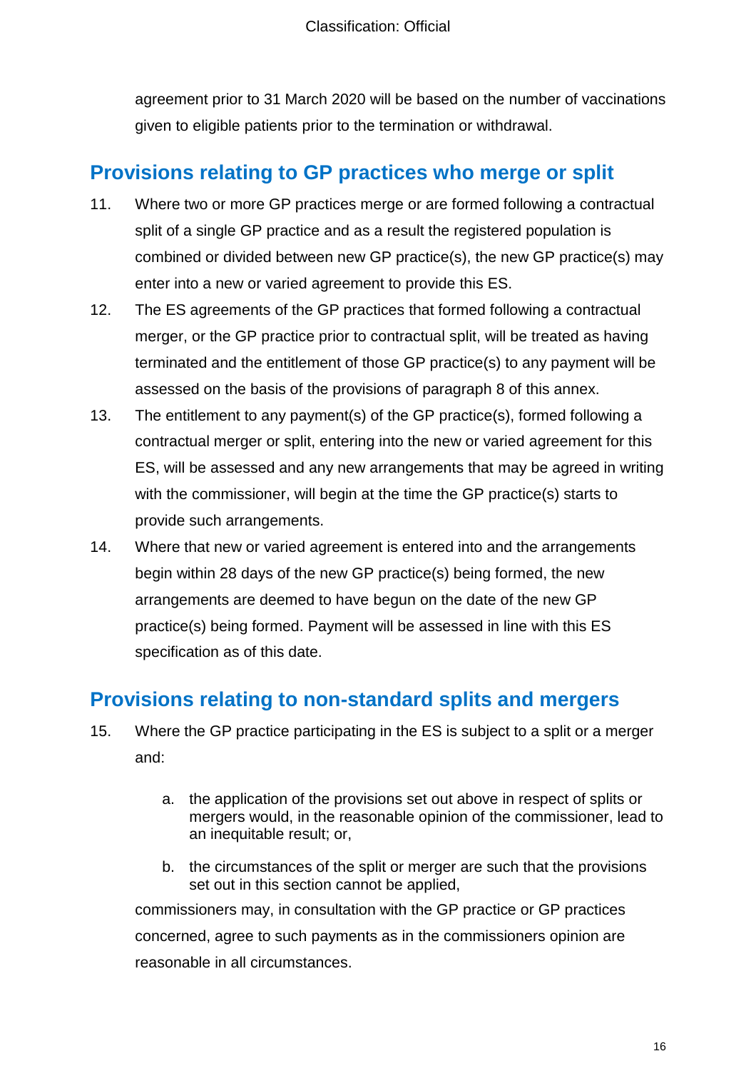agreement prior to 31 March 2020 will be based on the number of vaccinations given to eligible patients prior to the termination or withdrawal.

## Provisions relating to GP practices who merge or split

11. Where two or more GP practices merge or are formed following a contractual split of a single GP practice and as a result the registered population is combined or divided between new GP practice(s), the new GP practice(s) may enter into a new or varied agreement to provide this ES.
12. The ES agreements of the GP practices that formed following a contractual merger, or the GP practice prior to contractual split, will be treated as having terminated and the entitlement of those GP practice(s) to any payment will be assessed on the basis of the provisions of paragraph 8 of this annex.
13. The entitlement to any payment(s) of the GP practice(s), formed following a contractual merger or split, entering into the new or varied agreement for this ES, will be assessed and any new arrangements that may be agreed in writing with the commissioner, will begin at the time the GP practice(s) starts to provide such arrangements.
14. Where that new or varied agreement is entered into and the arrangements begin within 28 days of the new GP practice(s) being formed, the new arrangements are deemed to have begun on the date of the new GP practice(s) being formed. Payment will be assessed in line with this ES specification as of this date.

## Provisions relating to non-standard splits and mergers

15. Where the GP practice participating in the ES is subject to a split or a merger and:

    a. the application of the provisions set out above in respect of splits or mergers would, in the reasonable opinion of the commissioner, lead to an inequitable result; or,

    b. the circumstances of the split or merger are such that the provisions set out in this section cannot be applied,

    commissioners may, in consultation with the GP practice or GP practices concerned, agree to such payments as in the commissioners opinion are reasonable in all circumstances.